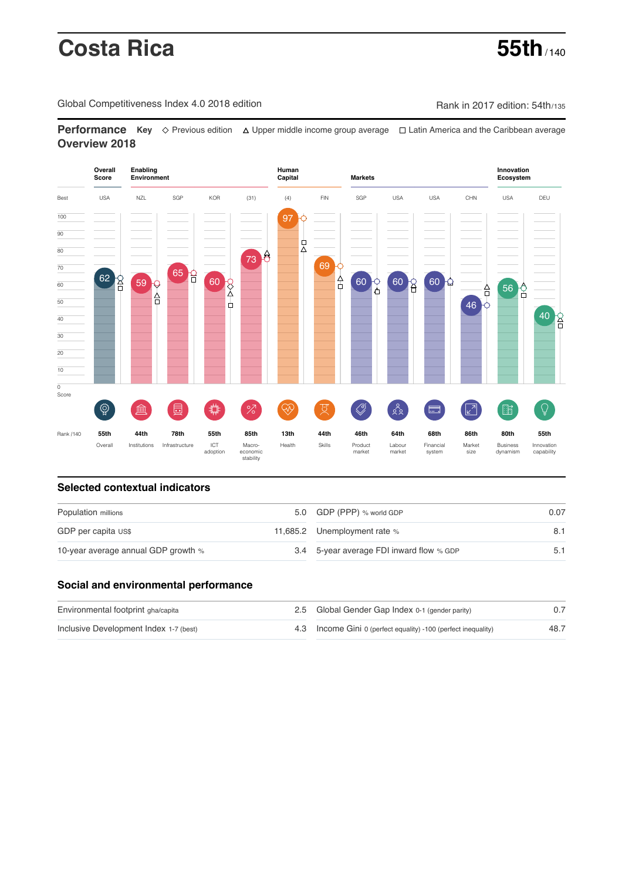# Costa Rica

**55th** / 140

Global Competitiveness Index 4.0 2018 edition

Rank in 2017 edition: 54th/135

## Performance Overview 2018

**Key** ◇ Previous edition △ Upper middle income group average □ Latin America and the Caribbean average

| | Overall Score | Enabling Environment | | | | Human Capital | | Markets | | | | Innovation Ecosystem | |
|---|---|---|---|---|---|---|---|---|---|---|---|---|---|
| Best | USA | NZL | SGP | KOR | (31) | (4) | FIN | SGP | USA | USA | CHN | USA | DEU |
| Score | 62 | 59 | 65 | 60 | 73 | 97 | 69 | 60 | 60 | 60 | 46 | 56 | 40 |
| Rank /140 | 55th | 44th | 78th | 55th | 85th | 13th | 44th | 46th | 64th | 68th | 86th | 80th | 55th |
| | Overall | Institutions | Infrastructure | ICT adoption | Macro-economic stability | Health | Skills | Product market | Labour market | Financial system | Market size | Business dynamism | Innovation capability |

## Selected contextual indicators

| | | | |
|---|---|---|---|
| Population millions | 5.0 | GDP (PPP) % world GDP | 0.07 |
| GDP per capita US$ | 11,685.2 | Unemployment rate % | 8.1 |
| 10-year average annual GDP growth % | 3.4 | 5-year average FDI inward flow % GDP | 5.1 |

## Social and environmental performance

| | | | |
|---|---|---|---|
| Environmental footprint gha/capita | 2.5 | Global Gender Gap Index 0-1 (gender parity) | 0.7 |
| Inclusive Development Index 1-7 (best) | 4.3 | Income Gini 0 (perfect equality) -100 (perfect inequality) | 48.7 |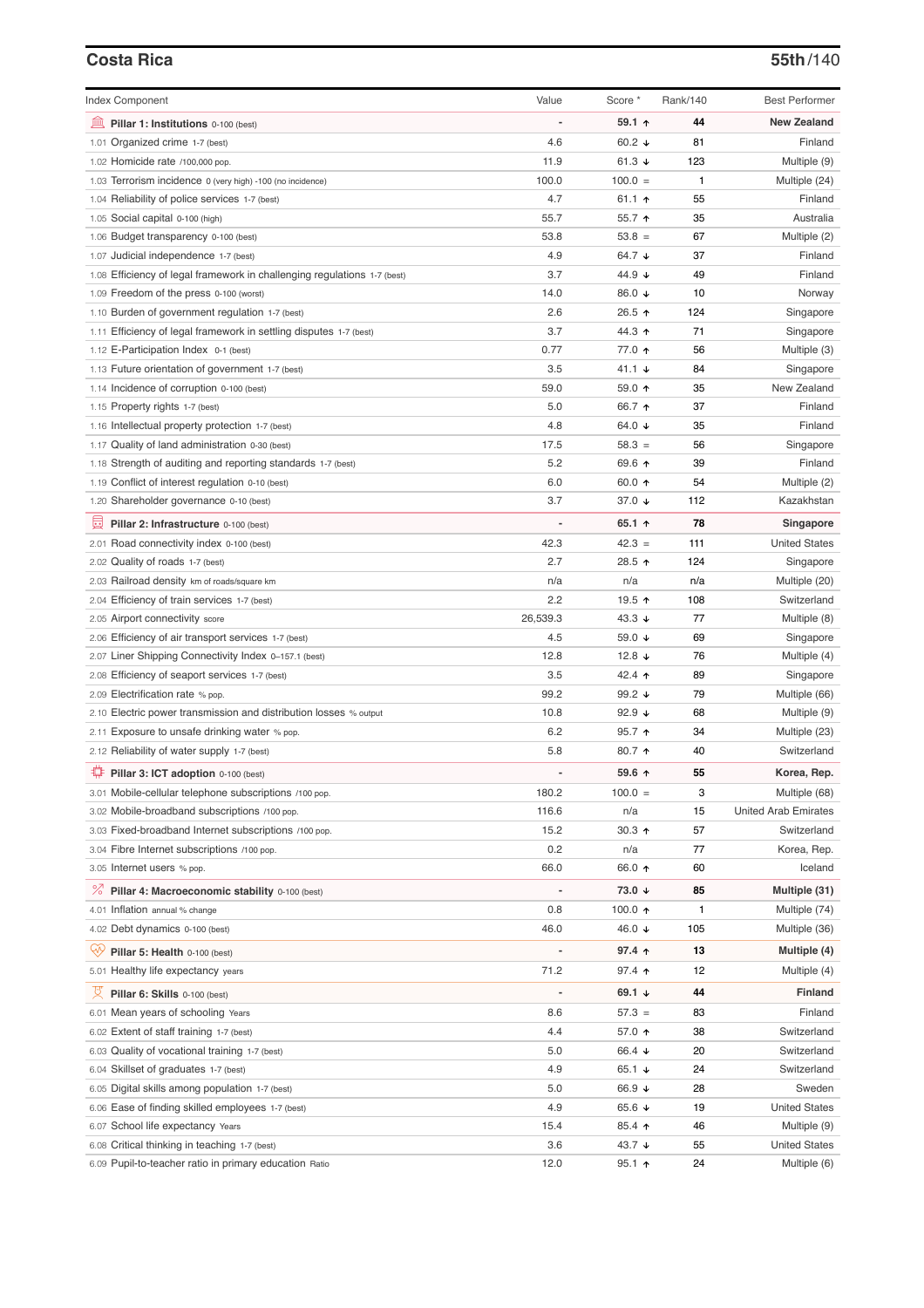## Costa Rica

**55th/140**

| Index Component | Value | Score * | Rank/140 | Best Performer |
|---|---|---|---|---|
| **Pillar 1: Institutions** 0-100 (best) | - | **59.1 ↑** | **44** | **New Zealand** |
| 1.01 Organized crime 1-7 (best) | 4.6 | 60.2 ↓ | 81 | Finland |
| 1.02 Homicide rate /100,000 pop. | 11.9 | 61.3 ↓ | 123 | Multiple (9) |
| 1.03 Terrorism incidence 0 (very high) -100 (no incidence) | 100.0 | 100.0 = | 1 | Multiple (24) |
| 1.04 Reliability of police services 1-7 (best) | 4.7 | 61.1 ↑ | 55 | Finland |
| 1.05 Social capital 0-100 (high) | 55.7 | 55.7 ↑ | 35 | Australia |
| 1.06 Budget transparency 0-100 (best) | 53.8 | 53.8 = | 67 | Multiple (2) |
| 1.07 Judicial independence 1-7 (best) | 4.9 | 64.7 ↓ | 37 | Finland |
| 1.08 Efficiency of legal framework in challenging regulations 1-7 (best) | 3.7 | 44.9 ↓ | 49 | Finland |
| 1.09 Freedom of the press 0-100 (worst) | 14.0 | 86.0 ↓ | 10 | Norway |
| 1.10 Burden of government regulation 1-7 (best) | 2.6 | 26.5 ↑ | 124 | Singapore |
| 1.11 Efficiency of legal framework in settling disputes 1-7 (best) | 3.7 | 44.3 ↑ | 71 | Singapore |
| 1.12 E-Participation Index 0-1 (best) | 0.77 | 77.0 ↑ | 56 | Multiple (3) |
| 1.13 Future orientation of government 1-7 (best) | 3.5 | 41.1 ↓ | 84 | Singapore |
| 1.14 Incidence of corruption 0-100 (best) | 59.0 | 59.0 ↑ | 35 | New Zealand |
| 1.15 Property rights 1-7 (best) | 5.0 | 66.7 ↑ | 37 | Finland |
| 1.16 Intellectual property protection 1-7 (best) | 4.8 | 64.0 ↓ | 35 | Finland |
| 1.17 Quality of land administration 0-30 (best) | 17.5 | 58.3 = | 56 | Singapore |
| 1.18 Strength of auditing and reporting standards 1-7 (best) | 5.2 | 69.6 ↑ | 39 | Finland |
| 1.19 Conflict of interest regulation 0-10 (best) | 6.0 | 60.0 ↑ | 54 | Multiple (2) |
| 1.20 Shareholder governance 0-10 (best) | 3.7 | 37.0 ↓ | 112 | Kazakhstan |
| **Pillar 2: Infrastructure** 0-100 (best) | - | **65.1 ↑** | **78** | **Singapore** |
| 2.01 Road connectivity index 0-100 (best) | 42.3 | 42.3 = | 111 | United States |
| 2.02 Quality of roads 1-7 (best) | 2.7 | 28.5 ↑ | 124 | Singapore |
| 2.03 Railroad density km of roads/square km | n/a | n/a | n/a | Multiple (20) |
| 2.04 Efficiency of train services 1-7 (best) | 2.2 | 19.5 ↑ | 108 | Switzerland |
| 2.05 Airport connectivity score | 26,539.3 | 43.3 ↓ | 77 | Multiple (8) |
| 2.06 Efficiency of air transport services 1-7 (best) | 4.5 | 59.0 ↓ | 69 | Singapore |
| 2.07 Liner Shipping Connectivity Index 0–157.1 (best) | 12.8 | 12.8 ↓ | 76 | Multiple (4) |
| 2.08 Efficiency of seaport services 1-7 (best) | 3.5 | 42.4 ↑ | 89 | Singapore |
| 2.09 Electrification rate % pop. | 99.2 | 99.2 ↓ | 79 | Multiple (66) |
| 2.10 Electric power transmission and distribution losses % output | 10.8 | 92.9 ↓ | 68 | Multiple (9) |
| 2.11 Exposure to unsafe drinking water % pop. | 6.2 | 95.7 ↑ | 34 | Multiple (23) |
| 2.12 Reliability of water supply 1-7 (best) | 5.8 | 80.7 ↑ | 40 | Switzerland |
| **Pillar 3: ICT adoption** 0-100 (best) | - | **59.6 ↑** | **55** | **Korea, Rep.** |
| 3.01 Mobile-cellular telephone subscriptions /100 pop. | 180.2 | 100.0 = | 3 | Multiple (68) |
| 3.02 Mobile-broadband subscriptions /100 pop. | 116.6 | n/a | 15 | United Arab Emirates |
| 3.03 Fixed-broadband Internet subscriptions /100 pop. | 15.2 | 30.3 ↑ | 57 | Switzerland |
| 3.04 Fibre Internet subscriptions /100 pop. | 0.2 | n/a | 77 | Korea, Rep. |
| 3.05 Internet users % pop. | 66.0 | 66.0 ↑ | 60 | Iceland |
| **Pillar 4: Macroeconomic stability** 0-100 (best) | - | **73.0 ↓** | **85** | **Multiple (31)** |
| 4.01 Inflation annual % change | 0.8 | 100.0 ↑ | 1 | Multiple (74) |
| 4.02 Debt dynamics 0-100 (best) | 46.0 | 46.0 ↓ | 105 | Multiple (36) |
| **Pillar 5: Health** 0-100 (best) | - | **97.4 ↑** | **13** | **Multiple (4)** |
| 5.01 Healthy life expectancy years | 71.2 | 97.4 ↑ | 12 | Multiple (4) |
| **Pillar 6: Skills** 0-100 (best) | - | **69.1 ↓** | **44** | **Finland** |
| 6.01 Mean years of schooling Years | 8.6 | 57.3 = | 83 | Finland |
| 6.02 Extent of staff training 1-7 (best) | 4.4 | 57.0 ↑ | 38 | Switzerland |
| 6.03 Quality of vocational training 1-7 (best) | 5.0 | 66.4 ↓ | 20 | Switzerland |
| 6.04 Skillset of graduates 1-7 (best) | 4.9 | 65.1 ↓ | 24 | Switzerland |
| 6.05 Digital skills among population 1-7 (best) | 5.0 | 66.9 ↓ | 28 | Sweden |
| 6.06 Ease of finding skilled employees 1-7 (best) | 4.9 | 65.6 ↓ | 19 | United States |
| 6.07 School life expectancy Years | 15.4 | 85.4 ↑ | 46 | Multiple (9) |
| 6.08 Critical thinking in teaching 1-7 (best) | 3.6 | 43.7 ↓ | 55 | United States |
| 6.09 Pupil-to-teacher ratio in primary education Ratio | 12.0 | 95.1 ↑ | 24 | Multiple (6) |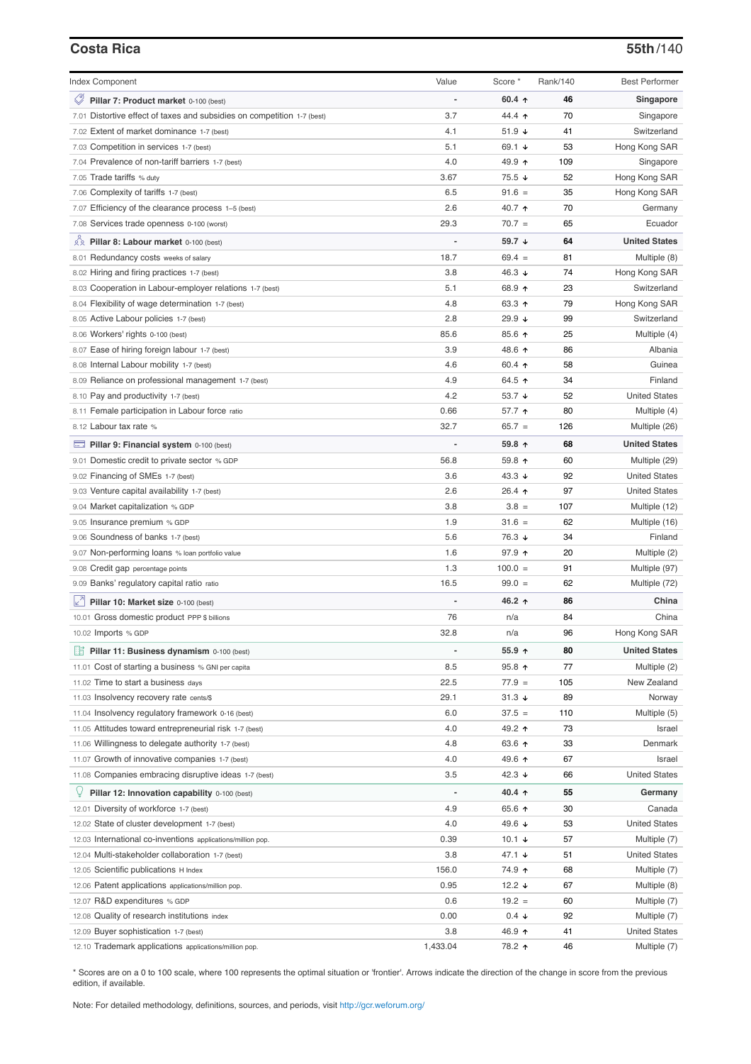## Costa Rica

**55th**/140

| Index Component | Value | Score * | Rank/140 | Best Performer |
|---|---|---|---|---|
| **Pillar 7: Product market** 0-100 (best) | - | **60.4 ↑** | **46** | **Singapore** |
| 7.01 Distortive effect of taxes and subsidies on competition 1-7 (best) | 3.7 | 44.4 ↑ | 70 | Singapore |
| 7.02 Extent of market dominance 1-7 (best) | 4.1 | 51.9 ↓ | 41 | Switzerland |
| 7.03 Competition in services 1-7 (best) | 5.1 | 69.1 ↓ | 53 | Hong Kong SAR |
| 7.04 Prevalence of non-tariff barriers 1-7 (best) | 4.0 | 49.9 ↑ | 109 | Singapore |
| 7.05 Trade tariffs % duty | 3.67 | 75.5 ↓ | 52 | Hong Kong SAR |
| 7.06 Complexity of tariffs 1-7 (best) | 6.5 | 91.6 = | 35 | Hong Kong SAR |
| 7.07 Efficiency of the clearance process 1–5 (best) | 2.6 | 40.7 ↑ | 70 | Germany |
| 7.08 Services trade openness 0-100 (worst) | 29.3 | 70.7 = | 65 | Ecuador |
| **Pillar 8: Labour market** 0-100 (best) | - | **59.7 ↓** | **64** | **United States** |
| 8.01 Redundancy costs weeks of salary | 18.7 | 69.4 = | 81 | Multiple (8) |
| 8.02 Hiring and firing practices 1-7 (best) | 3.8 | 46.3 ↓ | 74 | Hong Kong SAR |
| 8.03 Cooperation in Labour-employer relations 1-7 (best) | 5.1 | 68.9 ↑ | 23 | Switzerland |
| 8.04 Flexibility of wage determination 1-7 (best) | 4.8 | 63.3 ↑ | 79 | Hong Kong SAR |
| 8.05 Active Labour policies 1-7 (best) | 2.8 | 29.9 ↓ | 99 | Switzerland |
| 8.06 Workers' rights 0-100 (best) | 85.6 | 85.6 ↑ | 25 | Multiple (4) |
| 8.07 Ease of hiring foreign labour 1-7 (best) | 3.9 | 48.6 ↑ | 86 | Albania |
| 8.08 Internal Labour mobility 1-7 (best) | 4.6 | 60.4 ↑ | 58 | Guinea |
| 8.09 Reliance on professional management 1-7 (best) | 4.9 | 64.5 ↑ | 34 | Finland |
| 8.10 Pay and productivity 1-7 (best) | 4.2 | 53.7 ↓ | 52 | United States |
| 8.11 Female participation in Labour force ratio | 0.66 | 57.7 ↑ | 80 | Multiple (4) |
| 8.12 Labour tax rate % | 32.7 | 65.7 = | 126 | Multiple (26) |
| **Pillar 9: Financial system** 0-100 (best) | - | **59.8 ↑** | **68** | **United States** |
| 9.01 Domestic credit to private sector % GDP | 56.8 | 59.8 ↑ | 60 | Multiple (29) |
| 9.02 Financing of SMEs 1-7 (best) | 3.6 | 43.3 ↓ | 92 | United States |
| 9.03 Venture capital availability 1-7 (best) | 2.6 | 26.4 ↑ | 97 | United States |
| 9.04 Market capitalization % GDP | 3.8 | 3.8 = | 107 | Multiple (12) |
| 9.05 Insurance premium % GDP | 1.9 | 31.6 = | 62 | Multiple (16) |
| 9.06 Soundness of banks 1-7 (best) | 5.6 | 76.3 ↓ | 34 | Finland |
| 9.07 Non-performing loans % loan portfolio value | 1.6 | 97.9 ↑ | 20 | Multiple (2) |
| 9.08 Credit gap percentage points | 1.3 | 100.0 = | 91 | Multiple (97) |
| 9.09 Banks' regulatory capital ratio ratio | 16.5 | 99.0 = | 62 | Multiple (72) |
| **Pillar 10: Market size** 0-100 (best) | - | **46.2 ↑** | **86** | **China** |
| 10.01 Gross domestic product PPP $ billions | 76 | n/a | 84 | China |
| 10.02 Imports % GDP | 32.8 | n/a | 96 | Hong Kong SAR |
| **Pillar 11: Business dynamism** 0-100 (best) | - | **55.9 ↑** | **80** | **United States** |
| 11.01 Cost of starting a business % GNI per capita | 8.5 | 95.8 ↑ | 77 | Multiple (2) |
| 11.02 Time to start a business days | 22.5 | 77.9 = | 105 | New Zealand |
| 11.03 Insolvency recovery rate cents/$ | 29.1 | 31.3 ↓ | 89 | Norway |
| 11.04 Insolvency regulatory framework 0-16 (best) | 6.0 | 37.5 = | 110 | Multiple (5) |
| 11.05 Attitudes toward entrepreneurial risk 1-7 (best) | 4.0 | 49.2 ↑ | 73 | Israel |
| 11.06 Willingness to delegate authority 1-7 (best) | 4.8 | 63.6 ↑ | 33 | Denmark |
| 11.07 Growth of innovative companies 1-7 (best) | 4.0 | 49.6 ↑ | 67 | Israel |
| 11.08 Companies embracing disruptive ideas 1-7 (best) | 3.5 | 42.3 ↓ | 66 | United States |
| **Pillar 12: Innovation capability** 0-100 (best) | - | **40.4 ↑** | **55** | **Germany** |
| 12.01 Diversity of workforce 1-7 (best) | 4.9 | 65.6 ↑ | 30 | Canada |
| 12.02 State of cluster development 1-7 (best) | 4.0 | 49.6 ↓ | 53 | United States |
| 12.03 International co-inventions applications/million pop. | 0.39 | 10.1 ↓ | 57 | Multiple (7) |
| 12.04 Multi-stakeholder collaboration 1-7 (best) | 3.8 | 47.1 ↓ | 51 | United States |
| 12.05 Scientific publications H Index | 156.0 | 74.9 ↑ | 68 | Multiple (7) |
| 12.06 Patent applications applications/million pop. | 0.95 | 12.2 ↓ | 67 | Multiple (8) |
| 12.07 R&D expenditures % GDP | 0.6 | 19.2 = | 60 | Multiple (7) |
| 12.08 Quality of research institutions index | 0.00 | 0.4 ↓ | 92 | Multiple (7) |
| 12.09 Buyer sophistication 1-7 (best) | 3.8 | 46.9 ↑ | 41 | United States |
| 12.10 Trademark applications applications/million pop. | 1,433.04 | 78.2 ↑ | 46 | Multiple (7) |

* Scores are on a 0 to 100 scale, where 100 represents the optimal situation or 'frontier'. Arrows indicate the direction of the change in score from the previous edition, if available.

Note: For detailed methodology, definitions, sources, and periods, visit http://gcr.weforum.org/